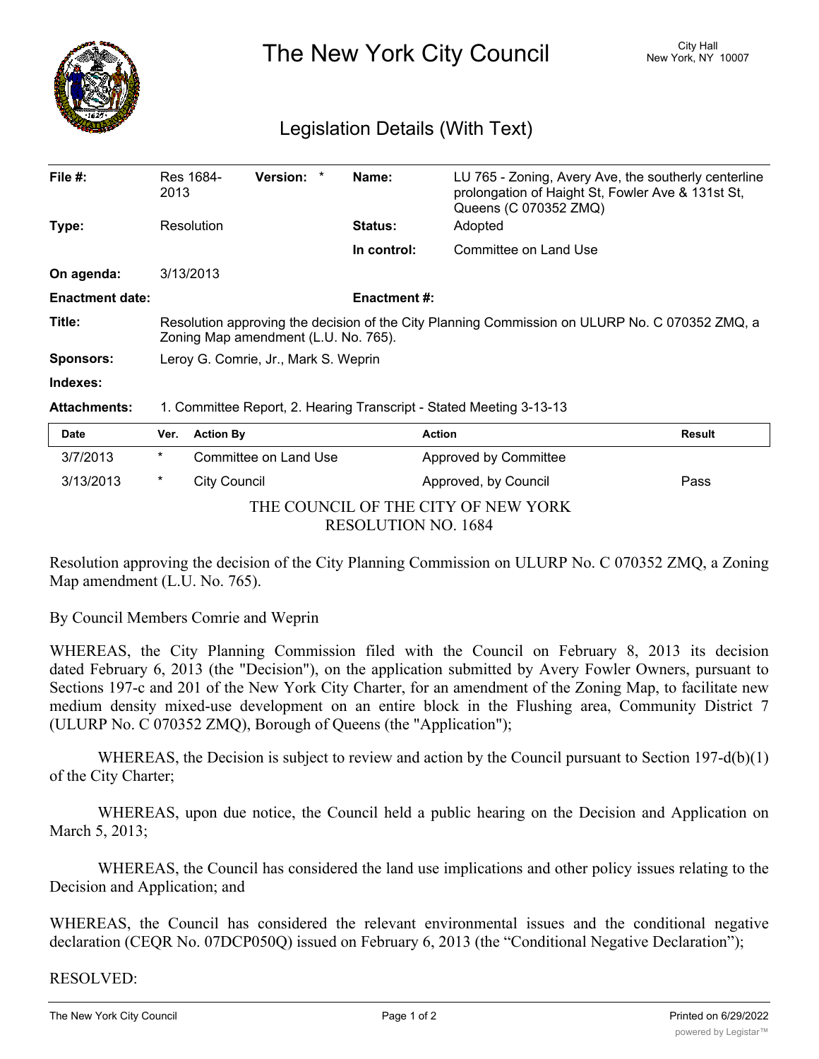# The New York City Council

City Hall
New York, NY 10007

## Legislation Details (With Text)

| | | | |
|---|---|---|---|
| **File #:** | Res 1684-2013 **Version:** * | **Name:** | LU 765 - Zoning, Avery Ave, the southerly centerline prolongation of Haight St, Fowler Ave & 131st St, Queens (C 070352 ZMQ) |
| **Type:** | Resolution | **Status:** | Adopted |
| | | **In control:** | Committee on Land Use |
| **On agenda:** | 3/13/2013 | | |
| **Enactment date:** | | **Enactment #:** | |

**Title:** Resolution approving the decision of the City Planning Commission on ULURP No. C 070352 ZMQ, a Zoning Map amendment (L.U. No. 765).

**Sponsors:** Leroy G. Comrie, Jr., Mark S. Weprin

**Indexes:**

**Attachments:** 1. Committee Report, 2. Hearing Transcript - Stated Meeting 3-13-13

| Date | Ver. | Action By | Action | Result |
|---|---|---|---|---|
| 3/7/2013 | * | Committee on Land Use | Approved by Committee | |
| 3/13/2013 | * | City Council | Approved, by Council | Pass |

THE COUNCIL OF THE CITY OF NEW YORK
RESOLUTION NO. 1684

Resolution approving the decision of the City Planning Commission on ULURP No. C 070352 ZMQ, a Zoning Map amendment (L.U. No. 765).

By Council Members Comrie and Weprin

WHEREAS, the City Planning Commission filed with the Council on February 8, 2013 its decision dated February 6, 2013 (the "Decision"), on the application submitted by Avery Fowler Owners, pursuant to Sections 197-c and 201 of the New York City Charter, for an amendment of the Zoning Map, to facilitate new medium density mixed-use development on an entire block in the Flushing area, Community District 7 (ULURP No. C 070352 ZMQ), Borough of Queens (the "Application");

WHEREAS, the Decision is subject to review and action by the Council pursuant to Section 197-d(b)(1) of the City Charter;

WHEREAS, upon due notice, the Council held a public hearing on the Decision and Application on March 5, 2013;

WHEREAS, the Council has considered the land use implications and other policy issues relating to the Decision and Application; and

WHEREAS, the Council has considered the relevant environmental issues and the conditional negative declaration (CEQR No. 07DCP050Q) issued on February 6, 2013 (the "Conditional Negative Declaration");

RESOLVED: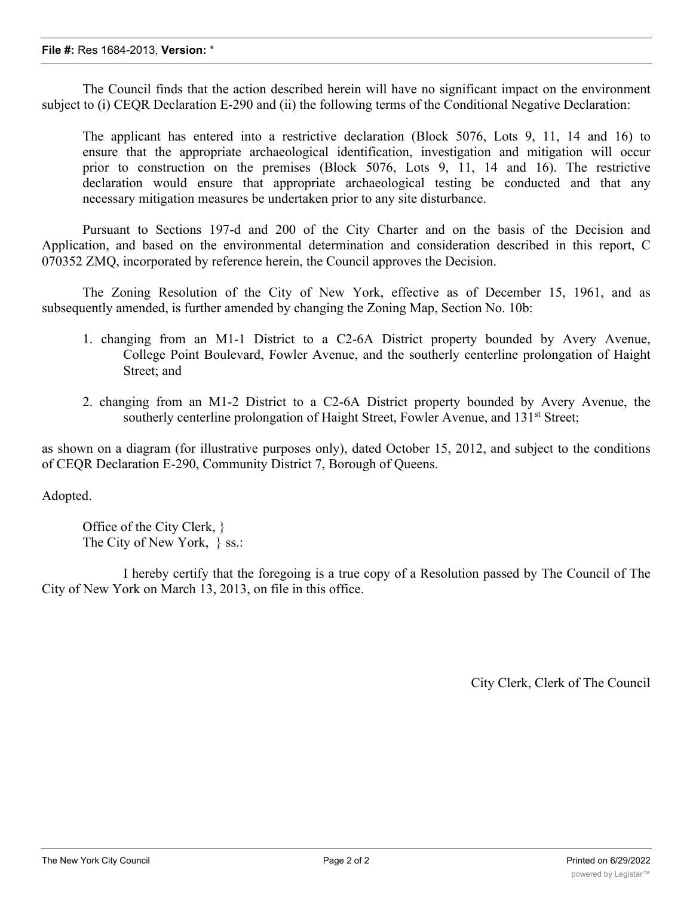The Council finds that the action described herein will have no significant impact on the environment subject to (i) CEQR Declaration E-290 and (ii) the following terms of the Conditional Negative Declaration:

> The applicant has entered into a restrictive declaration (Block 5076, Lots 9, 11, 14 and 16) to ensure that the appropriate archaeological identification, investigation and mitigation will occur prior to construction on the premises (Block 5076, Lots 9, 11, 14 and 16). The restrictive declaration would ensure that appropriate archaeological testing be conducted and that any necessary mitigation measures be undertaken prior to any site disturbance.

Pursuant to Sections 197-d and 200 of the City Charter and on the basis of the Decision and Application, and based on the environmental determination and consideration described in this report, C 070352 ZMQ, incorporated by reference herein, the Council approves the Decision.

The Zoning Resolution of the City of New York, effective as of December 15, 1961, and as subsequently amended, is further amended by changing the Zoning Map, Section No. 10b:

1. changing from an M1-1 District to a C2-6A District property bounded by Avery Avenue, College Point Boulevard, Fowler Avenue, and the southerly centerline prolongation of Haight Street; and

2. changing from an M1-2 District to a C2-6A District property bounded by Avery Avenue, the southerly centerline prolongation of Haight Street, Fowler Avenue, and 131st Street;

as shown on a diagram (for illustrative purposes only), dated October 15, 2012, and subject to the conditions of CEQR Declaration E-290, Community District 7, Borough of Queens.

Adopted.

Office of the City Clerk, }
The City of New York, } ss.:

I hereby certify that the foregoing is a true copy of a Resolution passed by The Council of The City of New York on March 13, 2013, on file in this office.

City Clerk, Clerk of The Council